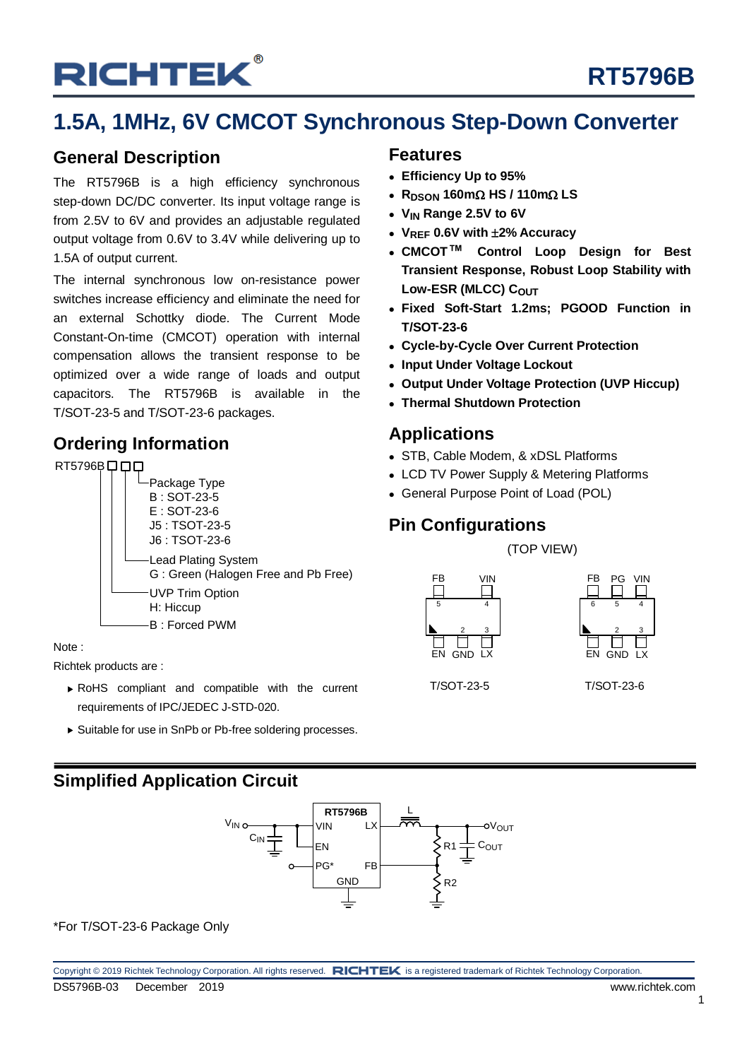# RT5796B

## 1.5A, 1MHz, 6V CMCOT Synchronous Step-Down Converter

## General Description

The RT5796B is a high efficiency synchronous step-down DC/DC converter. Its input voltage range is from 2.5V to 6V and provides an adjustable regulated output voltage from 0.6V to 3.4V while delivering up to 1.5A of output current.

The internal synchronous low on-resistance power switches increase efficiency and eliminate the need for an external Schottky diode. The Current Mode Constant-On-time (CMCOT) operation with internal compensation allows the transient response to be optimized over a wide range of loads and output capacitors. The RT5796B is available in the T/SOT-23-5 and T/SOT-23-6 packages.

## Ordering Information

RT5796B□□□

- Package Type
  - B : SOT-23-5
  - E : SOT-23-6
  - J5 : TSOT-23-5
  - J6 : TSOT-23-6
- Lead Plating System
  - G : Green (Halogen Free and Pb Free)
- UVP Trim Option
  - H: Hiccup
  - B : Forced PWM

Note :

Richtek products are :

- RoHS compliant and compatible with the current requirements of IPC/JEDEC J-STD-020.
- Suitable for use in SnPb or Pb-free soldering processes.

## Features

- **Efficiency Up to 95%**
- **$R_{DSON}$ 160mΩ HS / 110mΩ LS**
- **$V_{IN}$ Range 2.5V to 6V**
- **$V_{REF}$ 0.6V with ±2% Accuracy**
- **CMCOT™ Control Loop Design for Best Transient Response, Robust Loop Stability with Low-ESR (MLCC) $C_{OUT}$**
- **Fixed Soft-Start 1.2ms; PGOOD Function in T/SOT-23-6**
- **Cycle-by-Cycle Over Current Protection**
- **Input Under Voltage Lockout**
- **Output Under Voltage Protection (UVP Hiccup)**
- **Thermal Shutdown Protection**

## Applications

- STB, Cable Modem, & xDSL Platforms
- LCD TV Power Supply & Metering Platforms
- General Purpose Point of Load (POL)

## Pin Configurations

(TOP VIEW)

T/SOT-23-5: FB (5), VIN (4) top; EN (1), GND (2), LX (3) bottom

T/SOT-23-6: FB (6), PG (5), VIN (4) top; EN (1), GND (2), LX (3) bottom

## Simplified Application Circuit

RT5796B: VIN, EN, PG*, GND, LX, FB; external components $V_{IN}$, $C_{IN}$, L, $V_{OUT}$, R1, R2, $C_{OUT}$

*For T/SOT-23-6 Package Only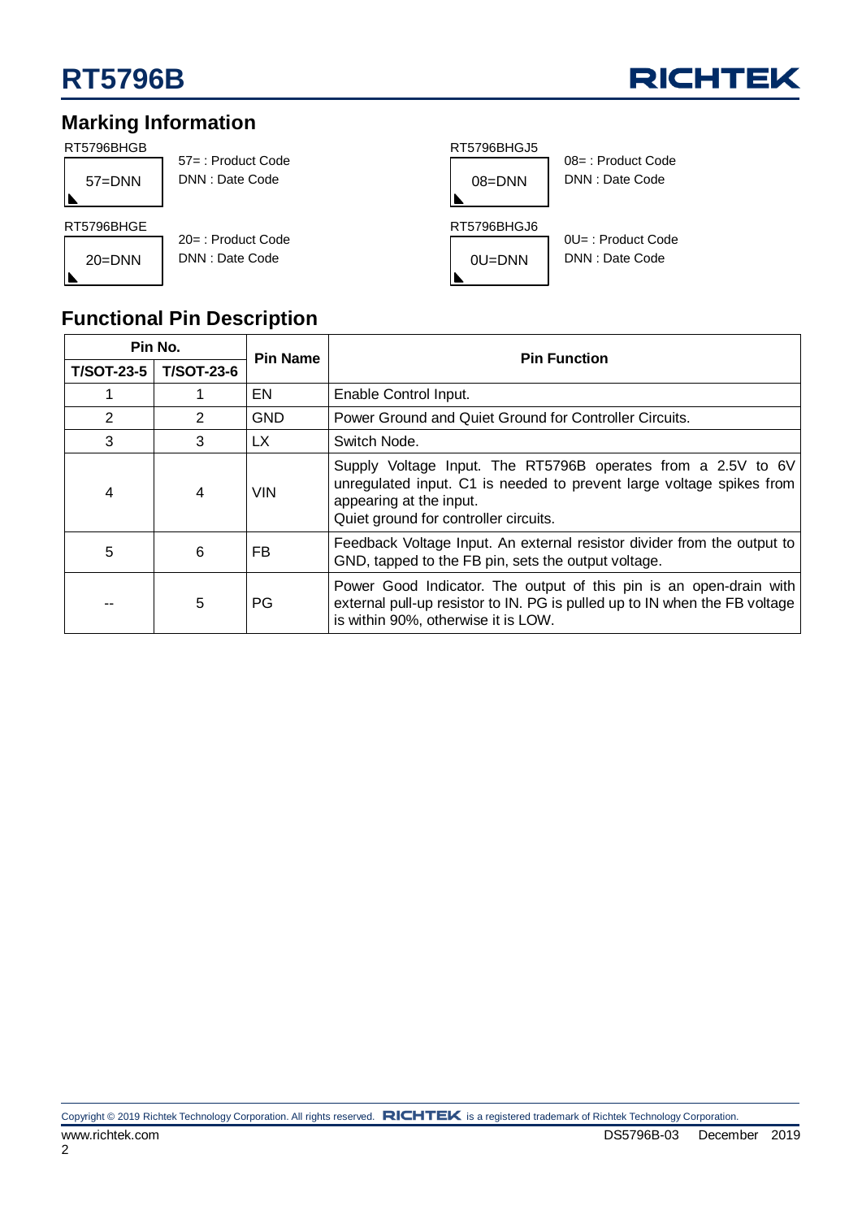## Marking Information

RT5796BHGB

57=DNN

57= : Product Code
DNN : Date Code

RT5796BHGJ5

08=DNN

08= : Product Code
DNN : Date Code

RT5796BHGE

20=DNN

20= : Product Code
DNN : Date Code

RT5796BHGJ6

0U=DNN

0U= : Product Code
DNN : Date Code

## Functional Pin Description

| Pin No. | | Pin Name | Pin Function |
|---|---|---|---|
| **T/SOT-23-5** | **T/SOT-23-6** | | |
| 1 | 1 | EN | Enable Control Input. |
| 2 | 2 | GND | Power Ground and Quiet Ground for Controller Circuits. |
| 3 | 3 | LX | Switch Node. |
| 4 | 4 | VIN | Supply Voltage Input. The RT5796B operates from a 2.5V to 6V unregulated input. C1 is needed to prevent large voltage spikes from appearing at the input. Quiet ground for controller circuits. |
| 5 | 6 | FB | Feedback Voltage Input. An external resistor divider from the output to GND, tapped to the FB pin, sets the output voltage. |
| -- | 5 | PG | Power Good Indicator. The output of this pin is an open-drain with external pull-up resistor to IN. PG is pulled up to IN when the FB voltage is within 90%, otherwise it is LOW. |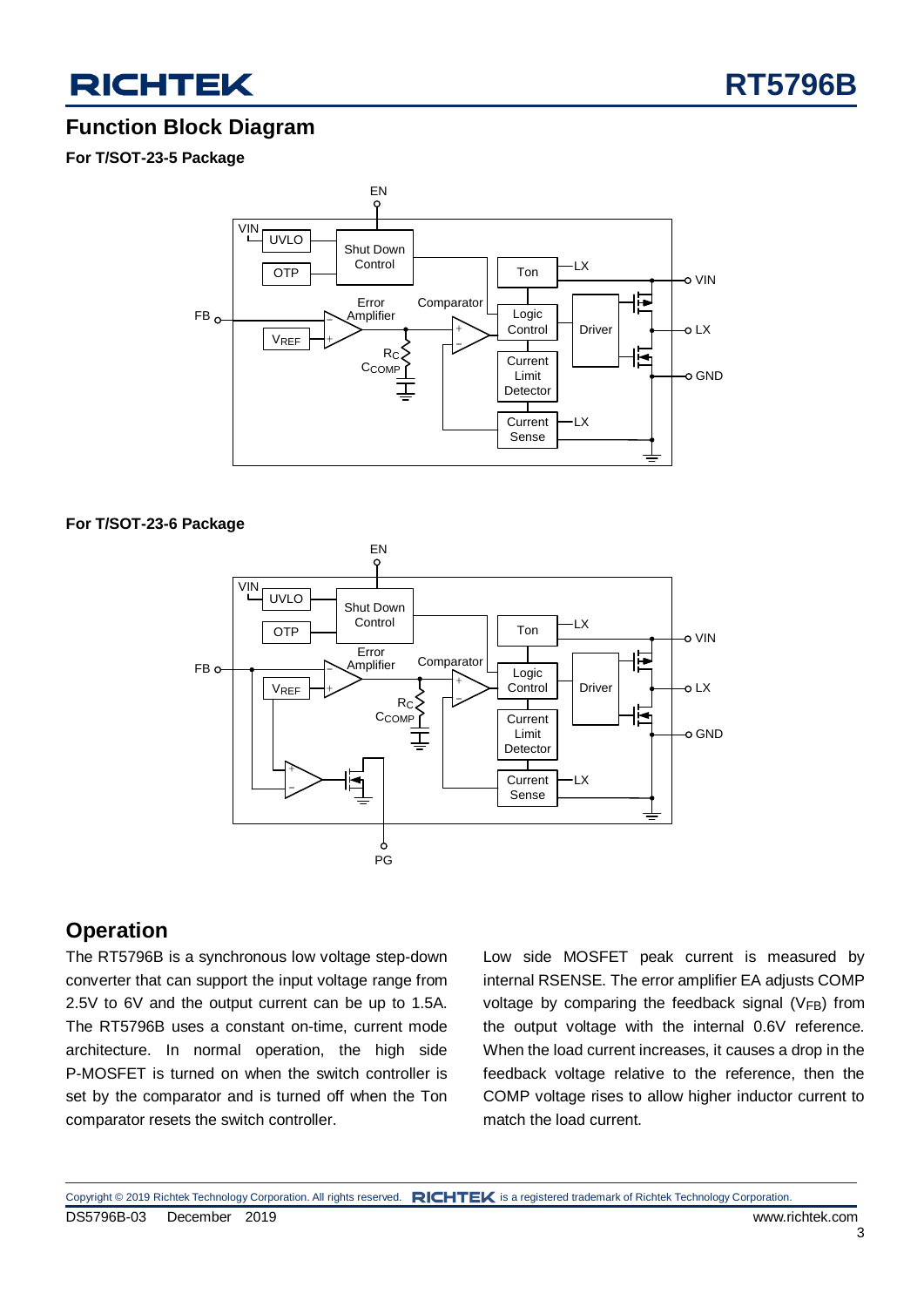## Function Block Diagram

**For T/SOT-23-5 Package**

**For T/SOT-23-6 Package**

## Operation

The RT5796B is a synchronous low voltage step-down converter that can support the input voltage range from 2.5V to 6V and the output current can be up to 1.5A. The RT5796B uses a constant on-time, current mode architecture. In normal operation, the high side P-MOSFET is turned on when the switch controller is set by the comparator and is turned off when the Ton comparator resets the switch controller.

Low side MOSFET peak current is measured by internal RSENSE. The error amplifier EA adjusts COMP voltage by comparing the feedback signal ($V_{FB}$) from the output voltage with the internal 0.6V reference. When the load current increases, it causes a drop in the feedback voltage relative to the reference, then the COMP voltage rises to allow higher inductor current to match the load current.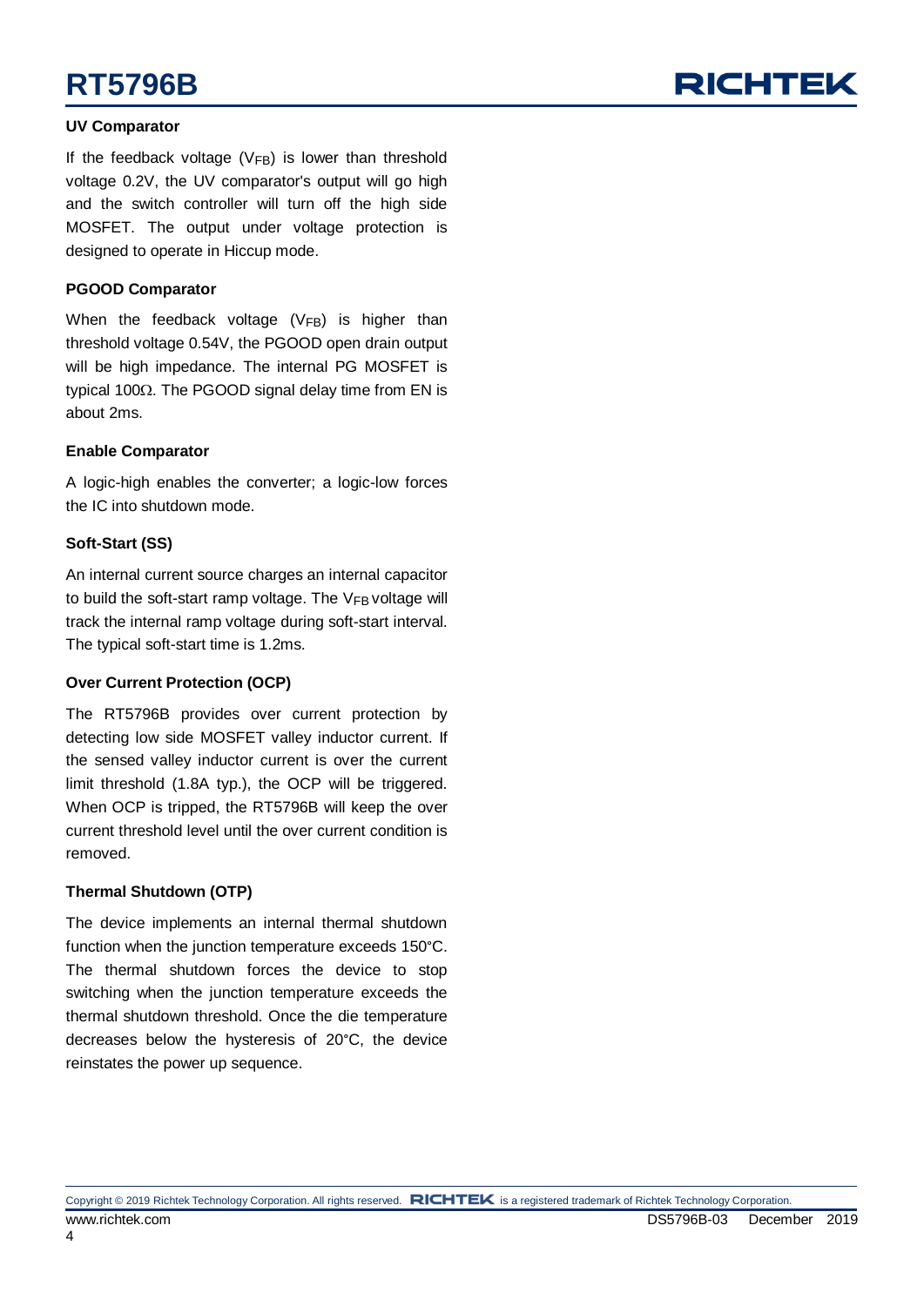### UV Comparator

If the feedback voltage ($V_{FB}$) is lower than threshold voltage 0.2V, the UV comparator's output will go high and the switch controller will turn off the high side MOSFET. The output under voltage protection is designed to operate in Hiccup mode.

### PGOOD Comparator

When the feedback voltage ($V_{FB}$) is higher than threshold voltage 0.54V, the PGOOD open drain output will be high impedance. The internal PG MOSFET is typical 100Ω. The PGOOD signal delay time from EN is about 2ms.

### Enable Comparator

A logic-high enables the converter; a logic-low forces the IC into shutdown mode.

### Soft-Start (SS)

An internal current source charges an internal capacitor to build the soft-start ramp voltage. The $V_{FB}$ voltage will track the internal ramp voltage during soft-start interval. The typical soft-start time is 1.2ms.

### Over Current Protection (OCP)

The RT5796B provides over current protection by detecting low side MOSFET valley inductor current. If the sensed valley inductor current is over the current limit threshold (1.8A typ.), the OCP will be triggered. When OCP is tripped, the RT5796B will keep the over current threshold level until the over current condition is removed.

### Thermal Shutdown (OTP)

The device implements an internal thermal shutdown function when the junction temperature exceeds 150°C. The thermal shutdown forces the device to stop switching when the junction temperature exceeds the thermal shutdown threshold. Once the die temperature decreases below the hysteresis of 20°C, the device reinstates the power up sequence.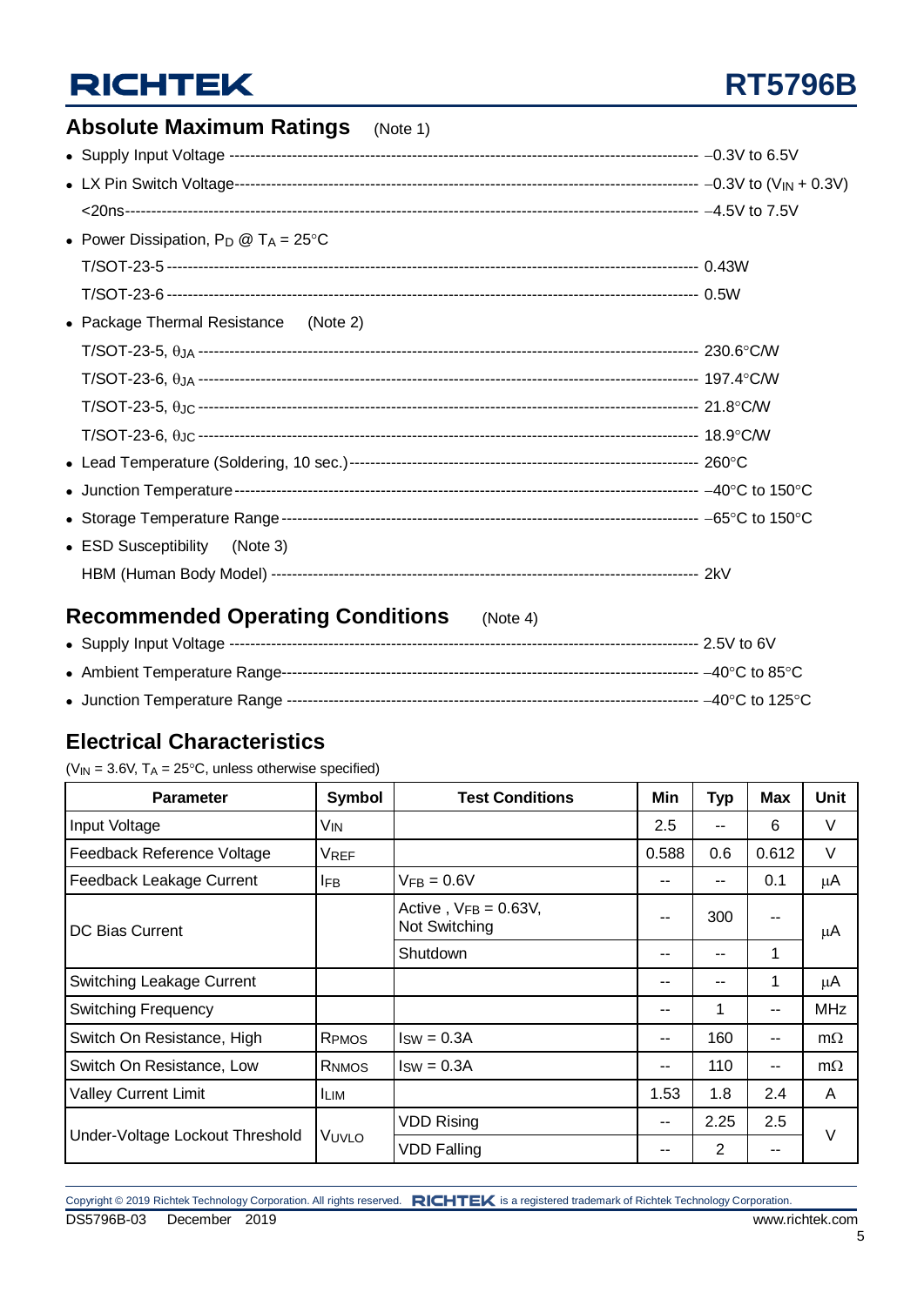## Absolute Maximum Ratings (Note 1)

- Supply Input Voltage ---------- –0.3V to 6.5V
- LX Pin Switch Voltage ---------- –0.3V to ($V_{IN}$ + 0.3V)
  <20ns ---------- –4.5V to 7.5V
- Power Dissipation, $P_D$ @ $T_A$ = 25°C
  T/SOT-23-5 ---------- 0.43W
  T/SOT-23-6 ---------- 0.5W
- Package Thermal Resistance (Note 2)
  T/SOT-23-5, $\theta_{JA}$ ---------- 230.6°C/W
  T/SOT-23-6, $\theta_{JA}$ ---------- 197.4°C/W
  T/SOT-23-5, $\theta_{JC}$ ---------- 21.8°C/W
  T/SOT-23-6, $\theta_{JC}$ ---------- 18.9°C/W
- Lead Temperature (Soldering, 10 sec.) ---------- 260°C
- Junction Temperature ---------- –40°C to 150°C
- Storage Temperature Range ---------- –65°C to 150°C
- ESD Susceptibility (Note 3)
  HBM (Human Body Model) ---------- 2kV

## Recommended Operating Conditions (Note 4)

- Supply Input Voltage ---------- 2.5V to 6V
- Ambient Temperature Range ---------- –40°C to 85°C
- Junction Temperature Range ---------- –40°C to 125°C

## Electrical Characteristics

($V_{IN}$ = 3.6V, $T_A$ = 25°C, unless otherwise specified)

| Parameter | Symbol | Test Conditions | Min | Typ | Max | Unit |
|---|---|---|---|---|---|---|
| Input Voltage | $V_{IN}$ | | 2.5 | -- | 6 | V |
| Feedback Reference Voltage | $V_{REF}$ | | 0.588 | 0.6 | 0.612 | V |
| Feedback Leakage Current | $I_{FB}$ | $V_{FB}$ = 0.6V | -- | -- | 0.1 | μA |
| DC Bias Current | | Active , $V_{FB}$ = 0.63V, Not Switching | -- | 300 | -- | μA |
| | | Shutdown | -- | -- | 1 | |
| Switching Leakage Current | | | -- | -- | 1 | μA |
| Switching Frequency | | | -- | 1 | -- | MHz |
| Switch On Resistance, High | $R_{PMOS}$ | $I_{SW}$ = 0.3A | -- | 160 | -- | mΩ |
| Switch On Resistance, Low | $R_{NMOS}$ | $I_{SW}$ = 0.3A | -- | 110 | -- | mΩ |
| Valley Current Limit | $I_{LIM}$ | | 1.53 | 1.8 | 2.4 | A |
| Under-Voltage Lockout Threshold | $V_{UVLO}$ | VDD Rising | -- | 2.25 | 2.5 | V |
| | | VDD Falling | -- | 2 | -- | |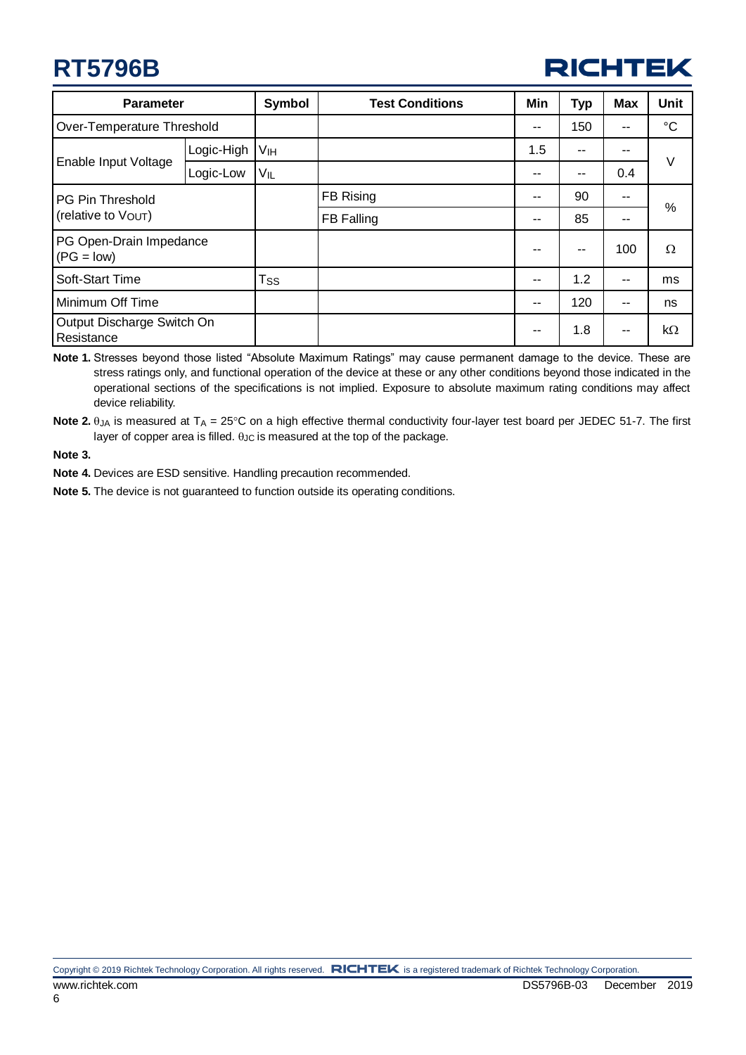| Parameter | | Symbol | Test Conditions | Min | Typ | Max | Unit |
|---|---|---|---|---|---|---|---|
| Over-Temperature Threshold | | | | -- | 150 | -- | °C |
| Enable Input Voltage | Logic-High | $V_{IH}$ | | 1.5 | -- | -- | V |
| | Logic-Low | $V_{IL}$ | | -- | -- | 0.4 | |
| PG Pin Threshold (relative to $V_{OUT}$) | | | FB Rising | -- | 90 | -- | % |
| | | | FB Falling | -- | 85 | -- | |
| PG Open-Drain Impedance (PG = low) | | | | -- | -- | 100 | Ω |
| Soft-Start Time | | $T_{SS}$ | | -- | 1.2 | -- | ms |
| Minimum Off Time | | | | -- | 120 | -- | ns |
| Output Discharge Switch On Resistance | | | | -- | 1.8 | -- | kΩ |

**Note 1.** Stresses beyond those listed "Absolute Maximum Ratings" may cause permanent damage to the device. These are stress ratings only, and functional operation of the device at these or any other conditions beyond those indicated in the operational sections of the specifications is not implied. Exposure to absolute maximum rating conditions may affect device reliability.

**Note 2.** $\theta_{JA}$ is measured at $T_A$ = 25°C on a high effective thermal conductivity four-layer test board per JEDEC 51-7. The first layer of copper area is filled. $\theta_{JC}$ is measured at the top of the package.

**Note 3.**

**Note 4.** Devices are ESD sensitive. Handling precaution recommended.

**Note 5.** The device is not guaranteed to function outside its operating conditions.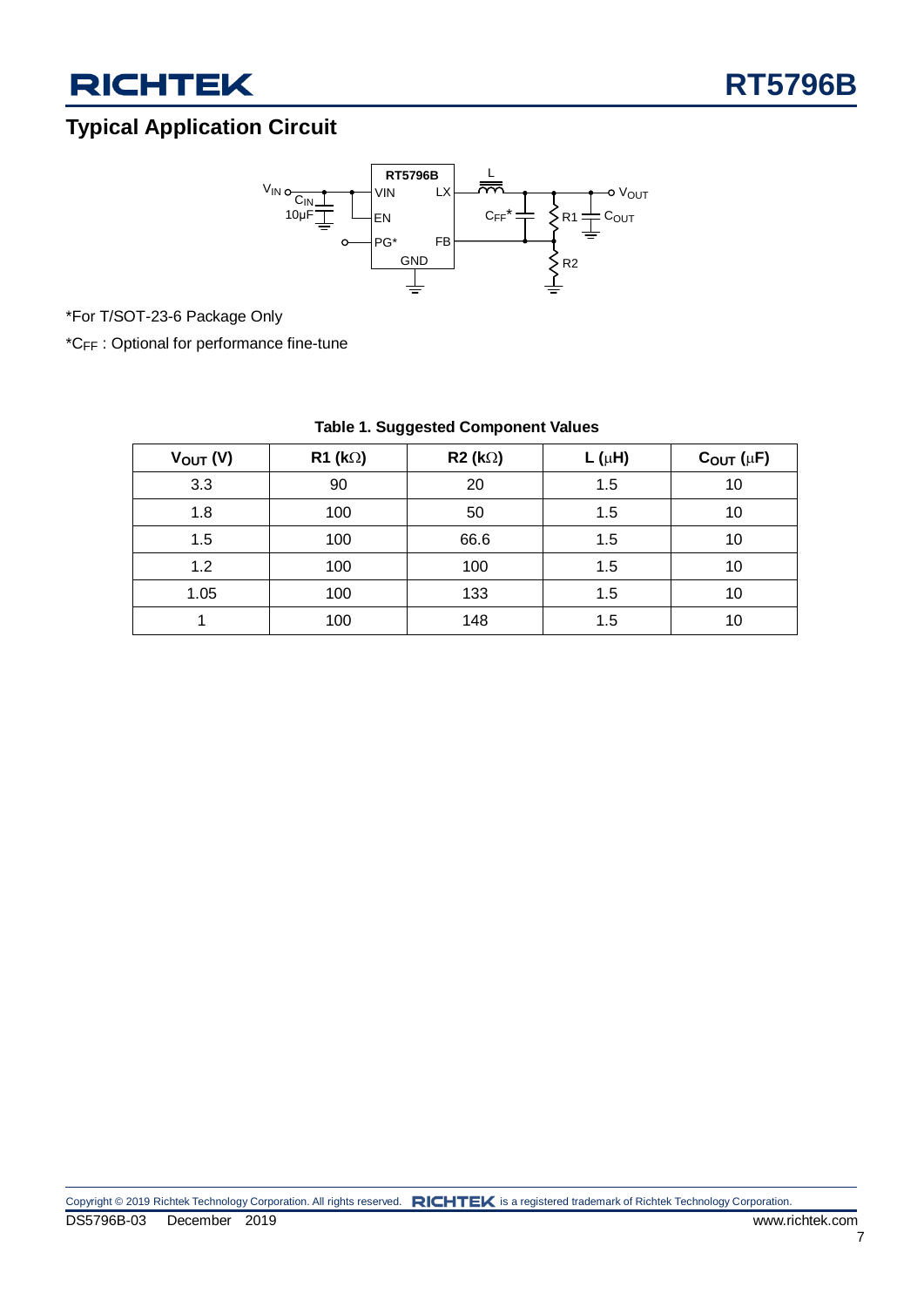## Typical Application Circuit

*For T/SOT-23-6 Package Only

*$C_{FF}$ : Optional for performance fine-tune

**Table 1. Suggested Component Values**

| $V_{OUT}$ (V) | R1 (kΩ) | R2 (kΩ) | L (μH) | $C_{OUT}$ (μF) |
|---|---|---|---|---|
| 3.3 | 90 | 20 | 1.5 | 10 |
| 1.8 | 100 | 50 | 1.5 | 10 |
| 1.5 | 100 | 66.6 | 1.5 | 10 |
| 1.2 | 100 | 100 | 1.5 | 10 |
| 1.05 | 100 | 133 | 1.5 | 10 |
| 1 | 100 | 148 | 1.5 | 10 |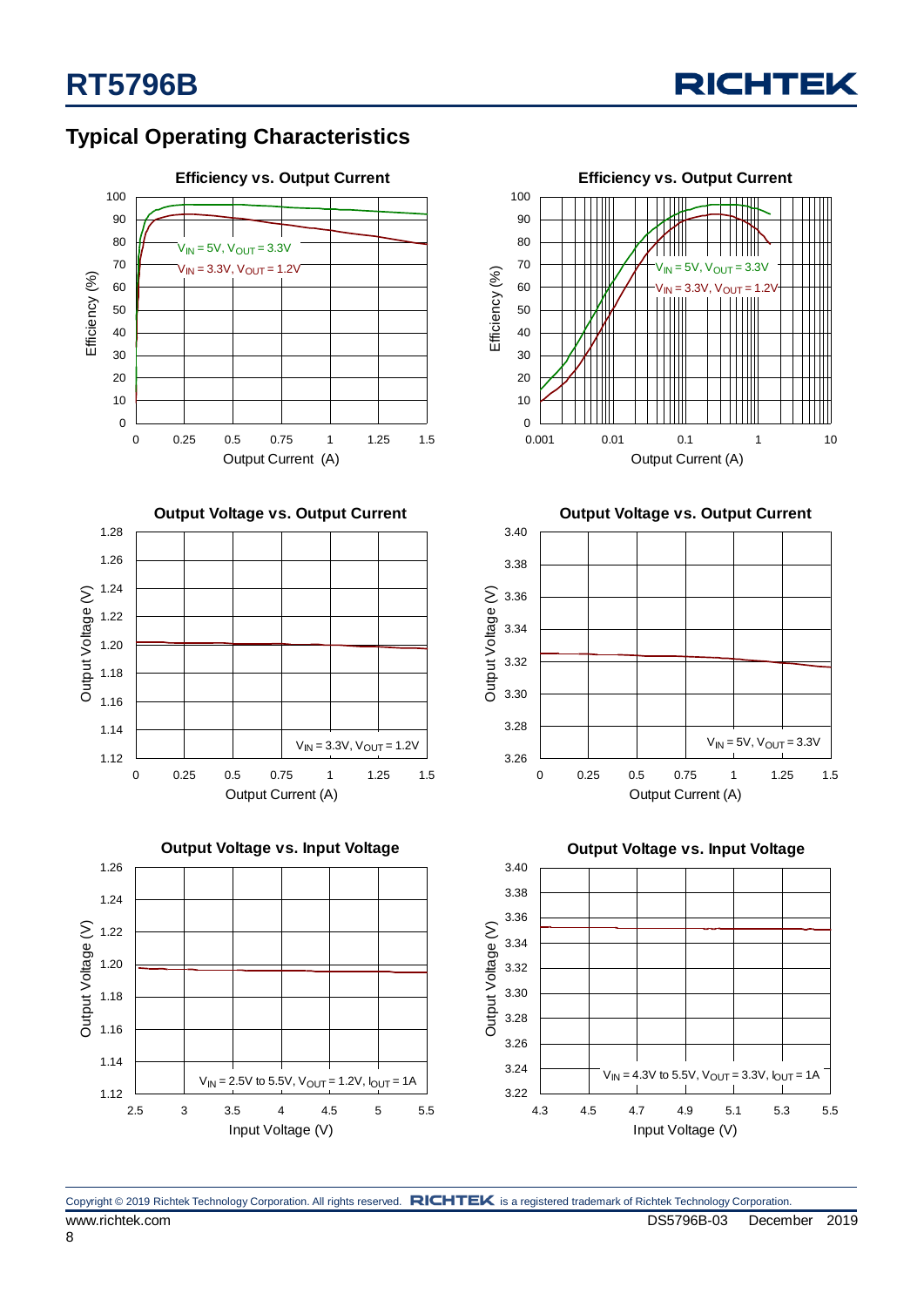## Typical Operating Characteristics

**Efficiency vs. Output Current**

Efficiency (%) vs. Output Current (A)

$V_{IN}$ = 5V, $V_{OUT}$ = 3.3V

$V_{IN}$ = 3.3V, $V_{OUT}$ = 1.2V

**Efficiency vs. Output Current**

Efficiency (%) vs. Output Current (A)

$V_{IN}$ = 5V, $V_{OUT}$ = 3.3V

$V_{IN}$ = 3.3V, $V_{OUT}$ = 1.2V

**Output Voltage vs. Output Current**

Output Voltage (V) vs. Output Current (A)

$V_{IN}$ = 3.3V, $V_{OUT}$ = 1.2V

**Output Voltage vs. Output Current**

Output Voltage (V) vs. Output Current (A)

$V_{IN}$ = 5V, $V_{OUT}$ = 3.3V

**Output Voltage vs. Input Voltage**

Output Voltage (V) vs. Input Voltage (V)

$V_{IN}$ = 2.5V to 5.5V, $V_{OUT}$ = 1.2V, $I_{OUT}$ = 1A

**Output Voltage vs. Input Voltage**

Output Voltage (V) vs. Input Voltage (V)

$V_{IN}$ = 4.3V to 5.5V, $V_{OUT}$ = 3.3V, $I_{OUT}$ = 1A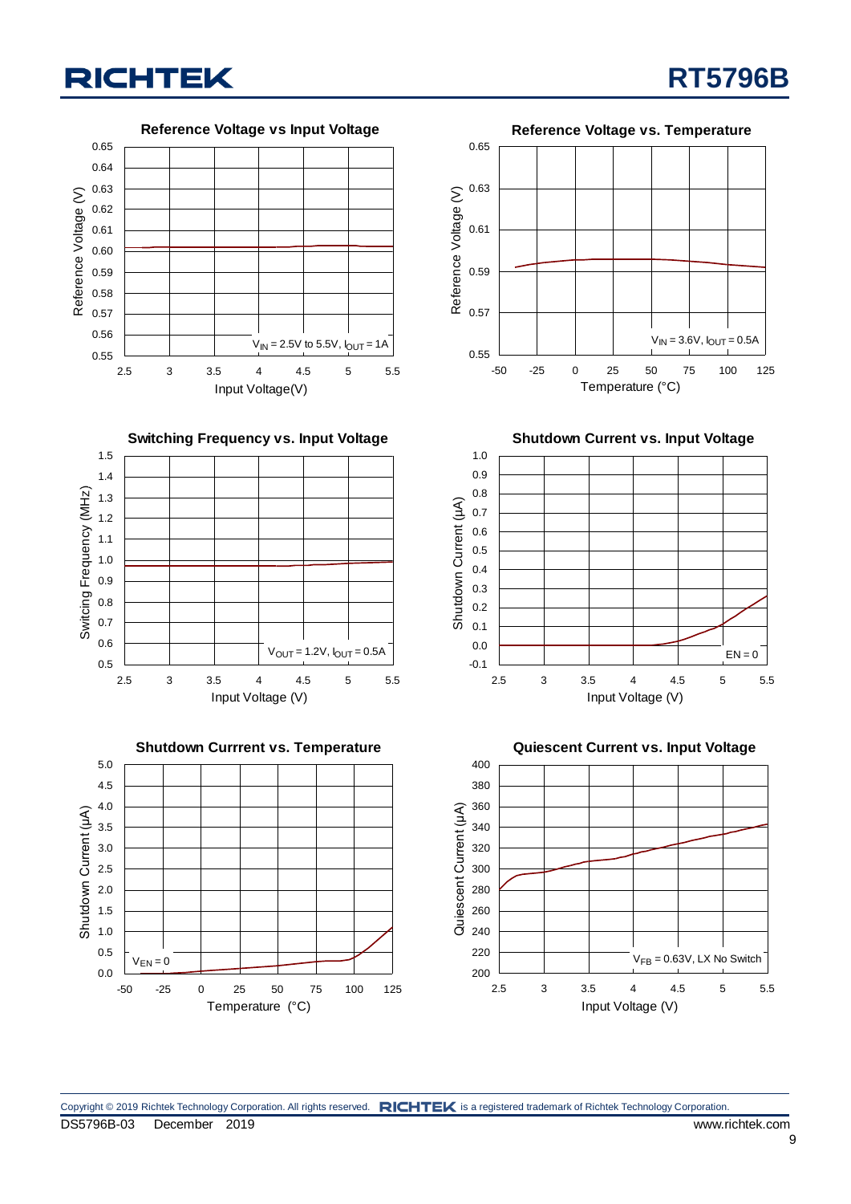**Reference Voltage vs Input Voltage**

Reference Voltage (V) vs. Input Voltage(V)

$V_{IN}$ = 2.5V to 5.5V, $I_{OUT}$ = 1A

**Reference Voltage vs. Temperature**

Reference Voltage (V) vs. Temperature (°C)

$V_{IN}$ = 3.6V, $I_{OUT}$ = 0.5A

**Switching Frequency vs. Input Voltage**

Switching Frequency (MHz) vs. Input Voltage (V)

$V_{OUT}$ = 1.2V, $I_{OUT}$ = 0.5A

**Shutdown Current vs. Input Voltage**

Shutdown Current (μA) vs. Input Voltage (V)

EN = 0

**Shutdown Currrent vs. Temperature**

Shutdown Current (μA) vs. Temperature (°C)

$V_{EN}$ = 0

**Quiescent Current vs. Input Voltage**

Quiescent Current (μA) vs. Input Voltage (V)

$V_{FB}$ = 0.63V, LX No Switch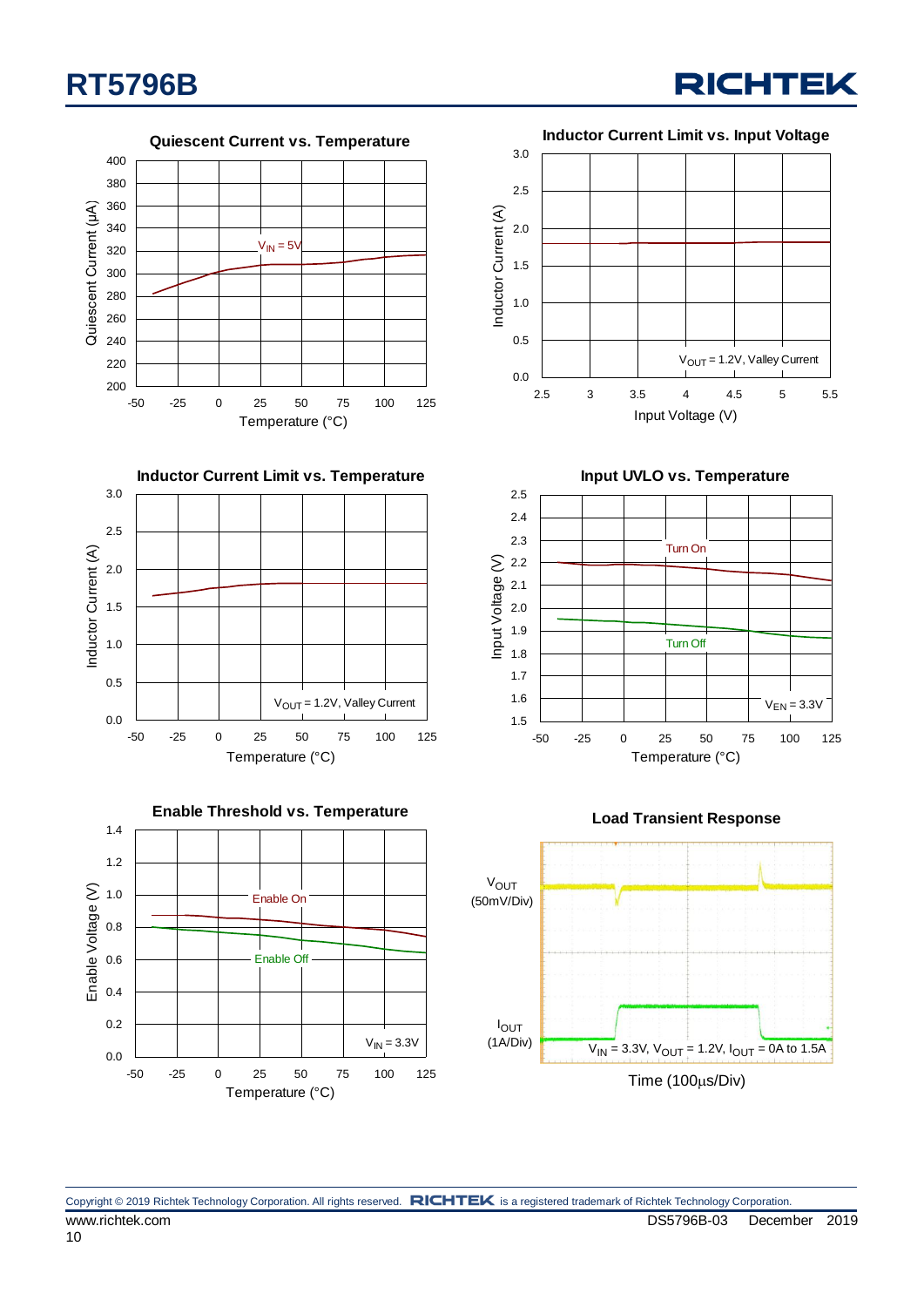Quiescent Current vs. Temperature

Quiescent Current (μA) vs. Temperature (°C)

$V_{IN}$ = 5V

Inductor Current Limit vs. Input Voltage

Inductor Current (A) vs. Input Voltage (V)

$V_{OUT}$ = 1.2V, Valley Current

Inductor Current Limit vs. Temperature

Inductor Current (A) vs. Temperature (°C)

$V_{OUT}$ = 1.2V, Valley Current

Input UVLO vs. Temperature

Input Voltage (V) vs. Temperature (°C)

Turn On

Turn Off

$V_{EN}$ = 3.3V

Enable Threshold vs. Temperature

Enable Voltage (V) vs. Temperature (°C)

Enable On

Enable Off

$V_{IN}$ = 3.3V

Load Transient Response

$V_{OUT}$ (50mV/Div)

$I_{OUT}$ (1A/Div)

$V_{IN}$ = 3.3V, $V_{OUT}$ = 1.2V, $I_{OUT}$ = 0A to 1.5A

Time (100μs/Div)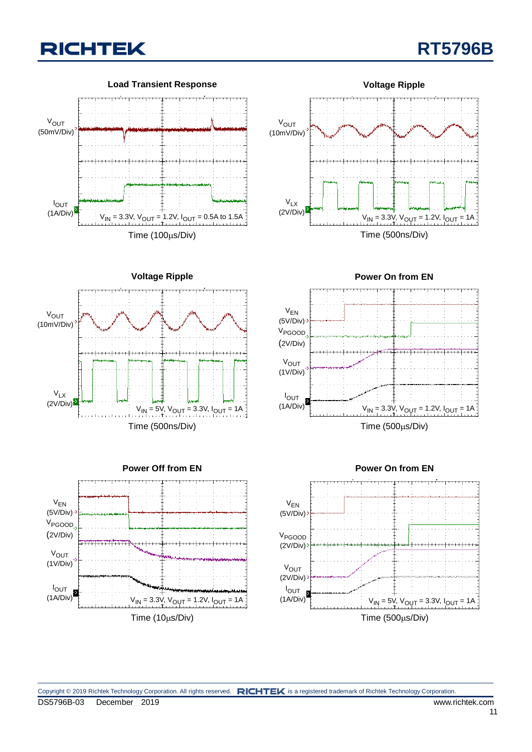**Load Transient Response**

$V_{OUT}$ (50mV/Div)

$I_{OUT}$ (1A/Div)

$V_{IN}$ = 3.3V, $V_{OUT}$ = 1.2V, $I_{OUT}$ = 0.5A to 1.5A

Time (100μs/Div)

**Voltage Ripple**

$V_{OUT}$ (10mV/Div)

$V_{LX}$ (2V/Div)

$V_{IN}$ = 3.3V, $V_{OUT}$ = 1.2V, $I_{OUT}$ = 1A

Time (500ns/Div)

**Voltage Ripple**

$V_{OUT}$ (10mV/Div)

$V_{LX}$ (2V/Div)

$V_{IN}$ = 5V, $V_{OUT}$ = 3.3V, $I_{OUT}$ = 1A

Time (500ns/Div)

**Power On from EN**

$V_{EN}$ (5V/Div)

$V_{PGOOD}$ (2V/Div)

$V_{OUT}$ (1V/Div)

$I_{OUT}$ (1A/Div)

$V_{IN}$ = 3.3V, $V_{OUT}$ = 1.2V, $I_{OUT}$ = 1A

Time (500μs/Div)

**Power Off from EN**

$V_{EN}$ (5V/Div)

$V_{PGOOD}$ (2V/Div)

$V_{OUT}$ (1V/Div)

$I_{OUT}$ (1A/Div)

$V_{IN}$ = 3.3V, $V_{OUT}$ = 1.2V, $I_{OUT}$ = 1A

Time (10μs/Div)

**Power On from EN**

$V_{EN}$ (5V/Div)

$V_{PGOOD}$ (2V/Div)

$V_{OUT}$ (2V/Div)

$I_{OUT}$ (1A/Div)

$V_{IN}$ = 5V, $V_{OUT}$ = 3.3V, $I_{OUT}$ = 1A

Time (500μs/Div)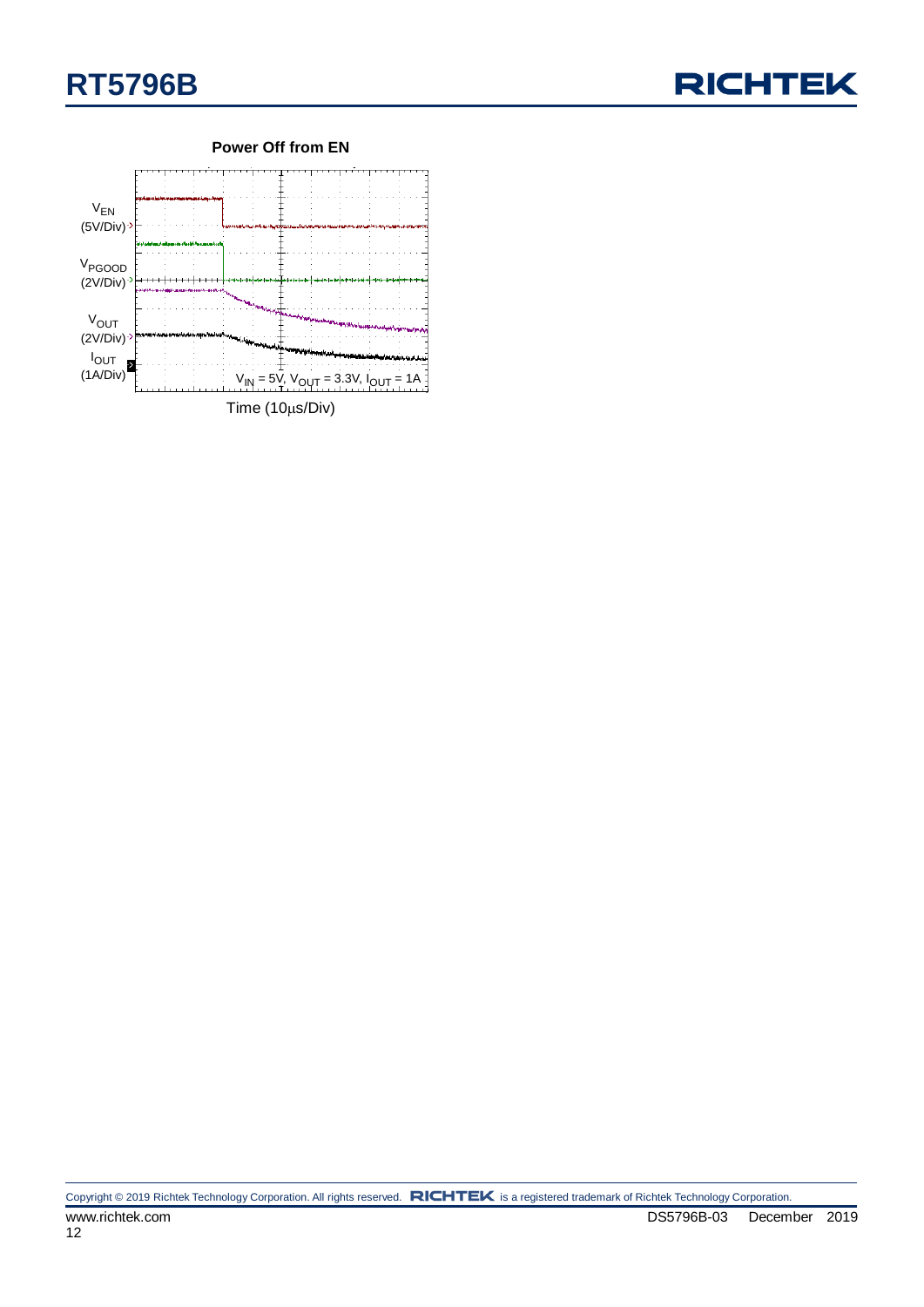**Power Off from EN**

$V_{EN}$ (5V/Div)

$V_{PGOOD}$ (2V/Div)

$V_{OUT}$ (2V/Div)

$I_{OUT}$ (1A/Div)

$V_{IN}$ = 5V, $V_{OUT}$ = 3.3V, $I_{OUT}$ = 1A

Time (10μs/Div)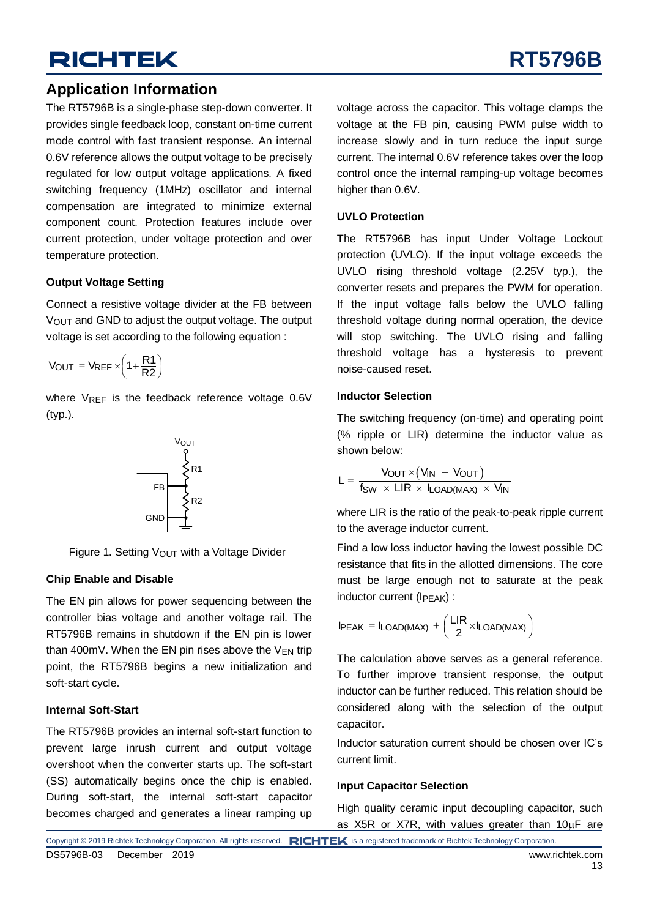## Application Information

The RT5796B is a single-phase step-down converter. It provides single feedback loop, constant on-time current mode control with fast transient response. An internal 0.6V reference allows the output voltage to be precisely regulated for low output voltage applications. A fixed switching frequency (1MHz) oscillator and internal compensation are integrated to minimize external component count. Protection features include over current protection, under voltage protection and over temperature protection.

### Output Voltage Setting

Connect a resistive voltage divider at the FB between $V_{OUT}$ and GND to adjust the output voltage. The output voltage is set according to the following equation :

$$V_{OUT} = V_{REF} \times \left(1 + \frac{R1}{R2}\right)$$

where $V_{REF}$ is the feedback reference voltage 0.6V (typ.).

Figure 1. Setting $V_{OUT}$ with a Voltage Divider

### Chip Enable and Disable

The EN pin allows for power sequencing between the controller bias voltage and another voltage rail. The RT5796B remains in shutdown if the EN pin is lower than 400mV. When the EN pin rises above the $V_{EN}$ trip point, the RT5796B begins a new initialization and soft-start cycle.

### Internal Soft-Start

The RT5796B provides an internal soft-start function to prevent large inrush current and output voltage overshoot when the converter starts up. The soft-start (SS) automatically begins once the chip is enabled. During soft-start, the internal soft-start capacitor becomes charged and generates a linear ramping up voltage across the capacitor. This voltage clamps the voltage at the FB pin, causing PWM pulse width to increase slowly and in turn reduce the input surge current. The internal 0.6V reference takes over the loop control once the internal ramping-up voltage becomes higher than 0.6V.

### UVLO Protection

The RT5796B has input Under Voltage Lockout protection (UVLO). If the input voltage exceeds the UVLO rising threshold voltage (2.25V typ.), the converter resets and prepares the PWM for operation. If the input voltage falls below the UVLO falling threshold voltage during normal operation, the device will stop switching. The UVLO rising and falling threshold voltage has a hysteresis to prevent noise-caused reset.

### Inductor Selection

The switching frequency (on-time) and operating point (% ripple or LIR) determine the inductor value as shown below:

$$L = \frac{V_{OUT} \times (V_{IN} - V_{OUT})}{f_{SW} \times LIR \times I_{LOAD(MAX)} \times V_{IN}}$$

where LIR is the ratio of the peak-to-peak ripple current to the average inductor current.

Find a low loss inductor having the lowest possible DC resistance that fits in the allotted dimensions. The core must be large enough not to saturate at the peak inductor current ($I_{PEAK}$) :

$$I_{PEAK} = I_{LOAD(MAX)} + \left(\frac{LIR}{2} \times I_{LOAD(MAX)}\right)$$

The calculation above serves as a general reference. To further improve transient response, the output inductor can be further reduced. This relation should be considered along with the selection of the output capacitor.

Inductor saturation current should be chosen over IC's current limit.

### Input Capacitor Selection

High quality ceramic input decoupling capacitor, such as X5R or X7R, with values greater than 10μF are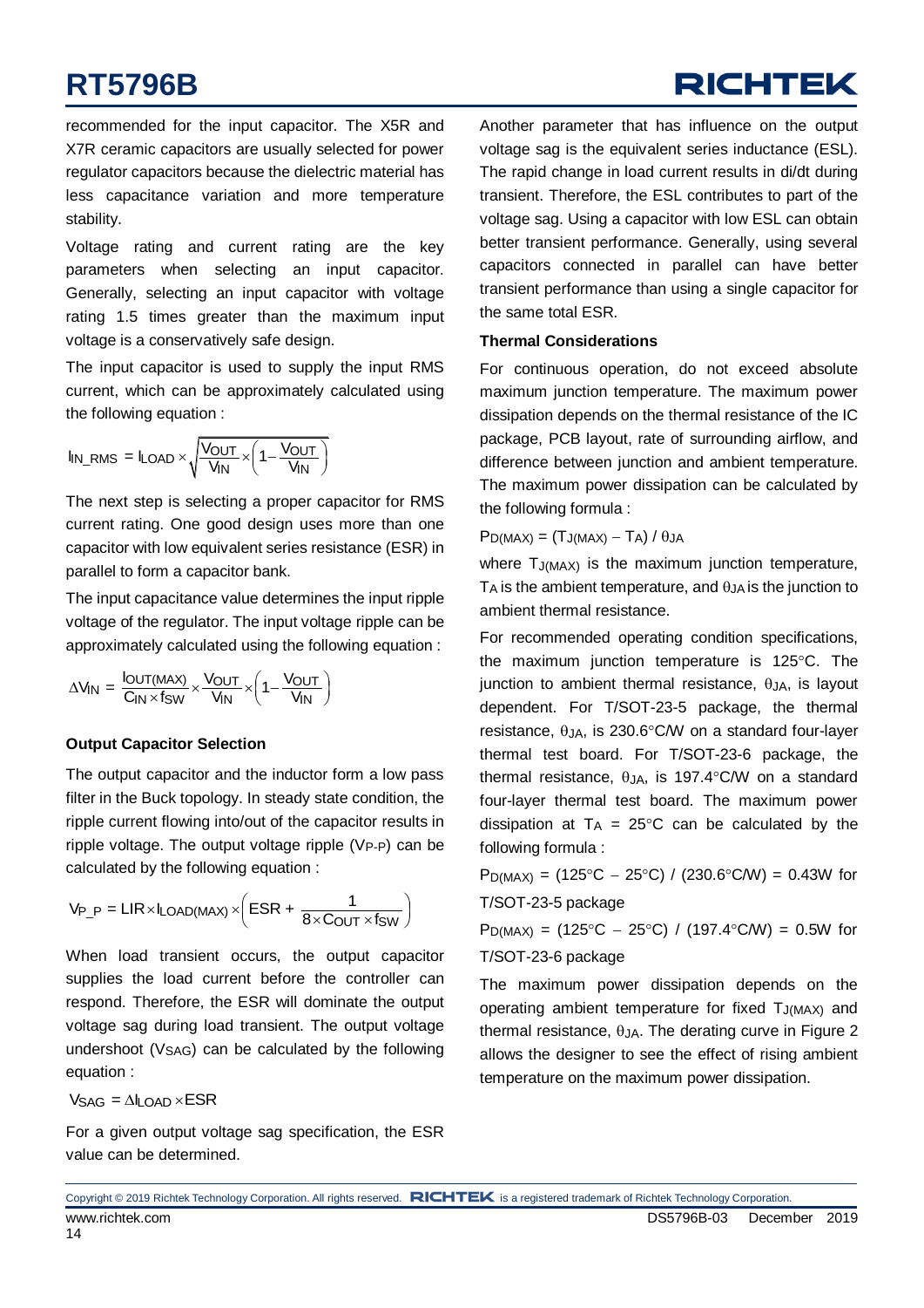recommended for the input capacitor. The X5R and X7R ceramic capacitors are usually selected for power regulator capacitors because the dielectric material has less capacitance variation and more temperature stability.

Voltage rating and current rating are the key parameters when selecting an input capacitor. Generally, selecting an input capacitor with voltage rating 1.5 times greater than the maximum input voltage is a conservatively safe design.

The input capacitor is used to supply the input RMS current, which can be approximately calculated using the following equation :

$$I_{IN\_RMS} = I_{LOAD} \times \sqrt{\frac{V_{OUT}}{V_{IN}} \times \left(1 - \frac{V_{OUT}}{V_{IN}}\right)}$$

The next step is selecting a proper capacitor for RMS current rating. One good design uses more than one capacitor with low equivalent series resistance (ESR) in parallel to form a capacitor bank.

The input capacitance value determines the input ripple voltage of the regulator. The input voltage ripple can be approximately calculated using the following equation :

$$\Delta V_{IN} = \frac{I_{OUT(MAX)}}{C_{IN} \times f_{SW}} \times \frac{V_{OUT}}{V_{IN}} \times \left(1 - \frac{V_{OUT}}{V_{IN}}\right)$$

**Output Capacitor Selection**

The output capacitor and the inductor form a low pass filter in the Buck topology. In steady state condition, the ripple current flowing into/out of the capacitor results in ripple voltage. The output voltage ripple ($V_{P-P}$) can be calculated by the following equation :

$$V_{P\_P} = LIR \times I_{LOAD(MAX)} \times \left(ESR + \frac{1}{8 \times C_{OUT} \times f_{SW}}\right)$$

When load transient occurs, the output capacitor supplies the load current before the controller can respond. Therefore, the ESR will dominate the output voltage sag during load transient. The output voltage undershoot ($V_{SAG}$) can be calculated by the following equation :

$$V_{SAG} = \Delta I_{LOAD} \times ESR$$

For a given output voltage sag specification, the ESR value can be determined.

Another parameter that has influence on the output voltage sag is the equivalent series inductance (ESL). The rapid change in load current results in di/dt during transient. Therefore, the ESL contributes to part of the voltage sag. Using a capacitor with low ESL can obtain better transient performance. Generally, using several capacitors connected in parallel can have better transient performance than using a single capacitor for the same total ESR.

**Thermal Considerations**

For continuous operation, do not exceed absolute maximum junction temperature. The maximum power dissipation depends on the thermal resistance of the IC package, PCB layout, rate of surrounding airflow, and difference between junction and ambient temperature. The maximum power dissipation can be calculated by the following formula :

$$P_{D(MAX)} = (T_{J(MAX)} - T_A) / \theta_{JA}$$

where $T_{J(MAX)}$ is the maximum junction temperature, $T_A$ is the ambient temperature, and $\theta_{JA}$ is the junction to ambient thermal resistance.

For recommended operating condition specifications, the maximum junction temperature is 125°C. The junction to ambient thermal resistance, $\theta_{JA}$, is layout dependent. For T/SOT-23-5 package, the thermal resistance, $\theta_{JA}$, is 230.6°C/W on a standard four-layer thermal test board. For T/SOT-23-6 package, the thermal resistance, $\theta_{JA}$, is 197.4°C/W on a standard four-layer thermal test board. The maximum power dissipation at $T_A$ = 25°C can be calculated by the following formula :

$P_{D(MAX)}$ = (125°C − 25°C) / (230.6°C/W) = 0.43W for T/SOT-23-5 package

$P_{D(MAX)}$ = (125°C − 25°C) / (197.4°C/W) = 0.5W for T/SOT-23-6 package

The maximum power dissipation depends on the operating ambient temperature for fixed $T_{J(MAX)}$ and thermal resistance, $\theta_{JA}$. The derating curve in Figure 2 allows the designer to see the effect of rising ambient temperature on the maximum power dissipation.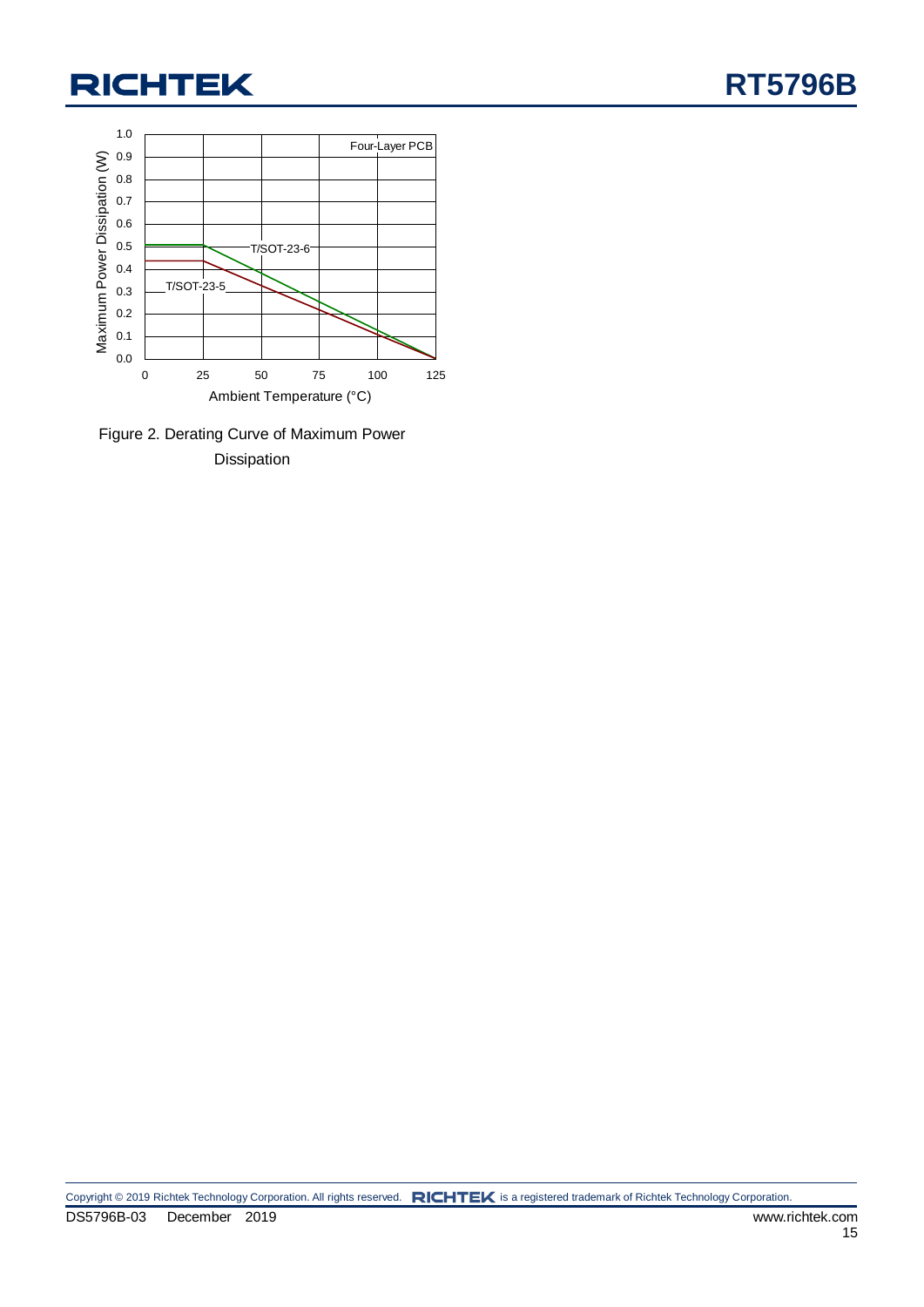Figure 2. Derating Curve of Maximum Power Dissipation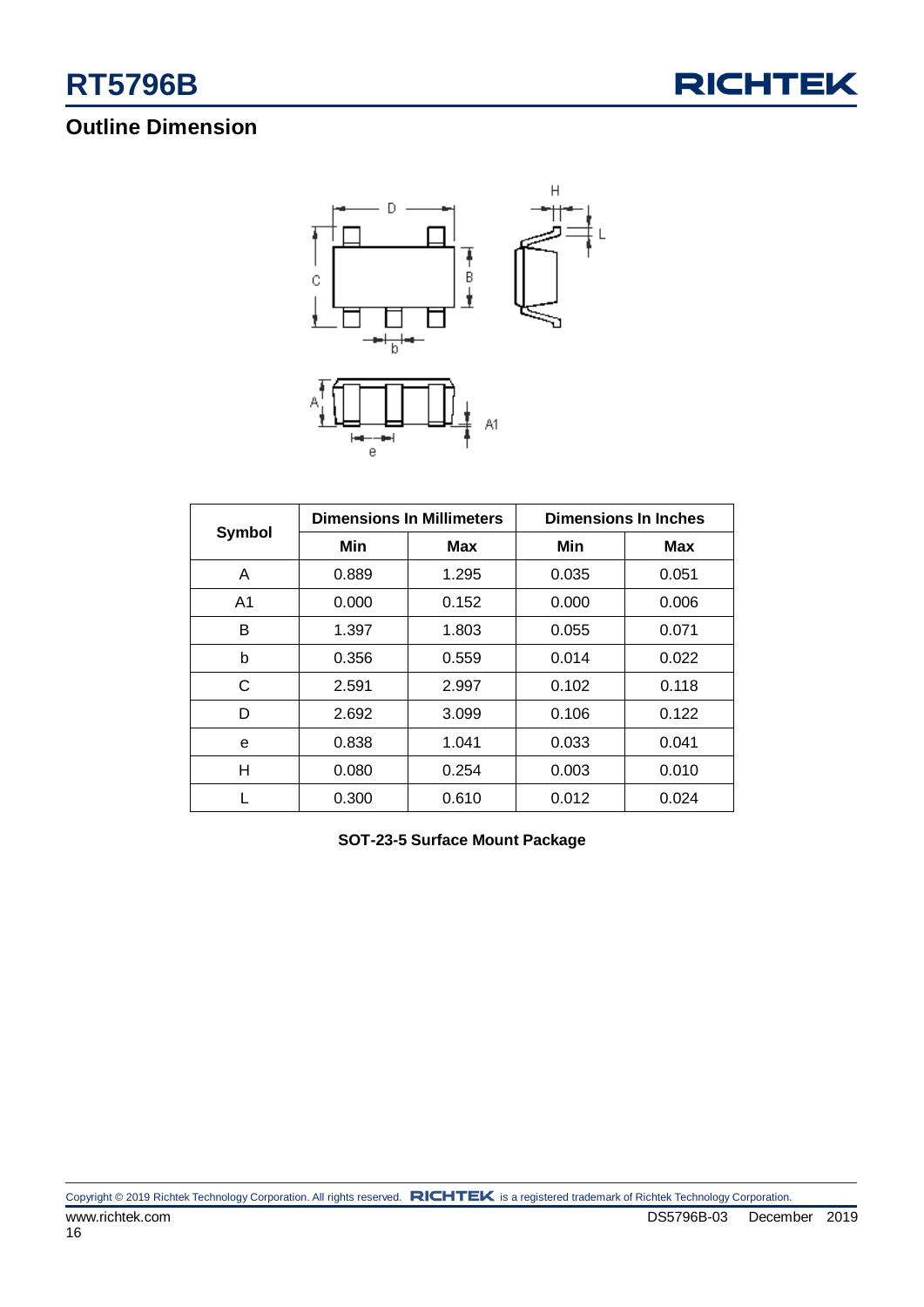## Outline Dimension

| Symbol | Dimensions In Millimeters | | Dimensions In Inches | |
|---|---|---|---|---|
| | Min | Max | Min | Max |
| A | 0.889 | 1.295 | 0.035 | 0.051 |
| A1 | 0.000 | 0.152 | 0.000 | 0.006 |
| B | 1.397 | 1.803 | 0.055 | 0.071 |
| b | 0.356 | 0.559 | 0.014 | 0.022 |
| C | 2.591 | 2.997 | 0.102 | 0.118 |
| D | 2.692 | 3.099 | 0.106 | 0.122 |
| e | 0.838 | 1.041 | 0.033 | 0.041 |
| H | 0.080 | 0.254 | 0.003 | 0.010 |
| L | 0.300 | 0.610 | 0.012 | 0.024 |

**SOT-23-5 Surface Mount Package**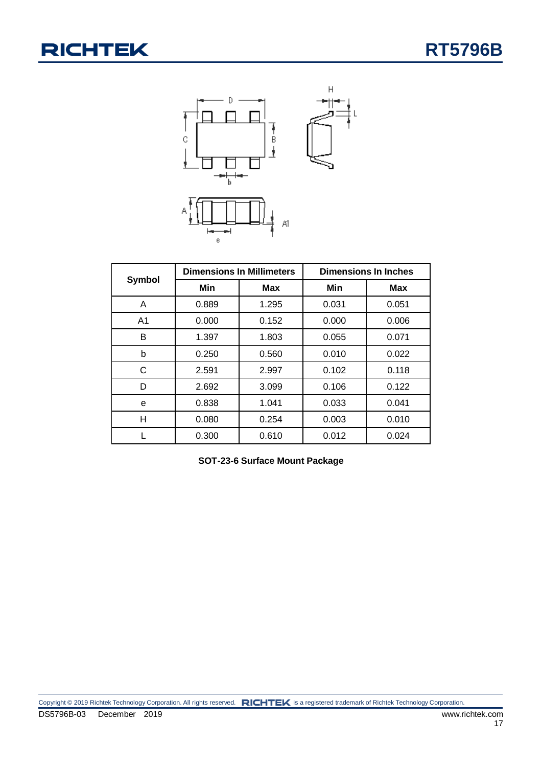| Symbol | Dimensions In Millimeters | | Dimensions In Inches | |
|---|---|---|---|---|
| | Min | Max | Min | Max |
| A | 0.889 | 1.295 | 0.031 | 0.051 |
| A1 | 0.000 | 0.152 | 0.000 | 0.006 |
| B | 1.397 | 1.803 | 0.055 | 0.071 |
| b | 0.250 | 0.560 | 0.010 | 0.022 |
| C | 2.591 | 2.997 | 0.102 | 0.118 |
| D | 2.692 | 3.099 | 0.106 | 0.122 |
| e | 0.838 | 1.041 | 0.033 | 0.041 |
| H | 0.080 | 0.254 | 0.003 | 0.010 |
| L | 0.300 | 0.610 | 0.012 | 0.024 |

**SOT-23-6 Surface Mount Package**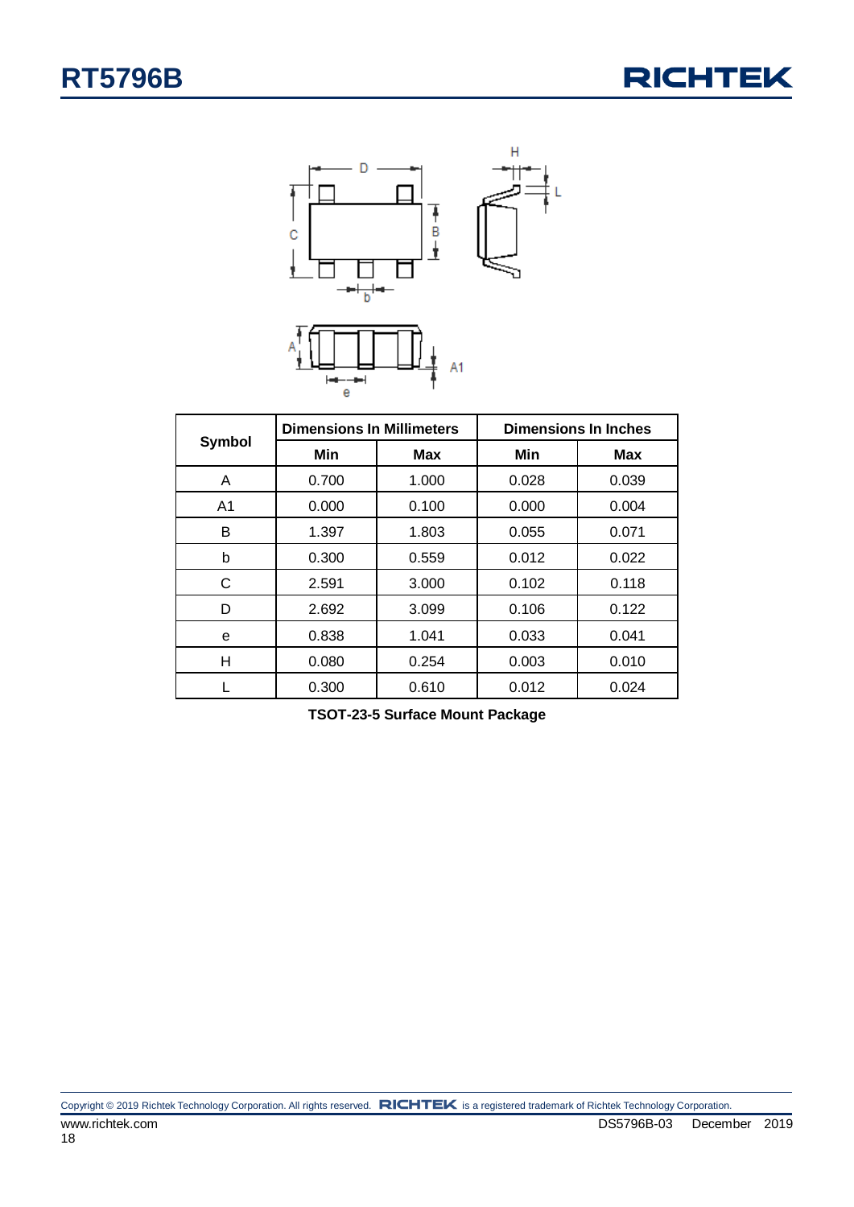| Symbol | Dimensions In Millimeters | | Dimensions In Inches | |
|---|---|---|---|---|
| | Min | Max | Min | Max |
| A | 0.700 | 1.000 | 0.028 | 0.039 |
| A1 | 0.000 | 0.100 | 0.000 | 0.004 |
| B | 1.397 | 1.803 | 0.055 | 0.071 |
| b | 0.300 | 0.559 | 0.012 | 0.022 |
| C | 2.591 | 3.000 | 0.102 | 0.118 |
| D | 2.692 | 3.099 | 0.106 | 0.122 |
| e | 0.838 | 1.041 | 0.033 | 0.041 |
| H | 0.080 | 0.254 | 0.003 | 0.010 |
| L | 0.300 | 0.610 | 0.012 | 0.024 |

**TSOT-23-5 Surface Mount Package**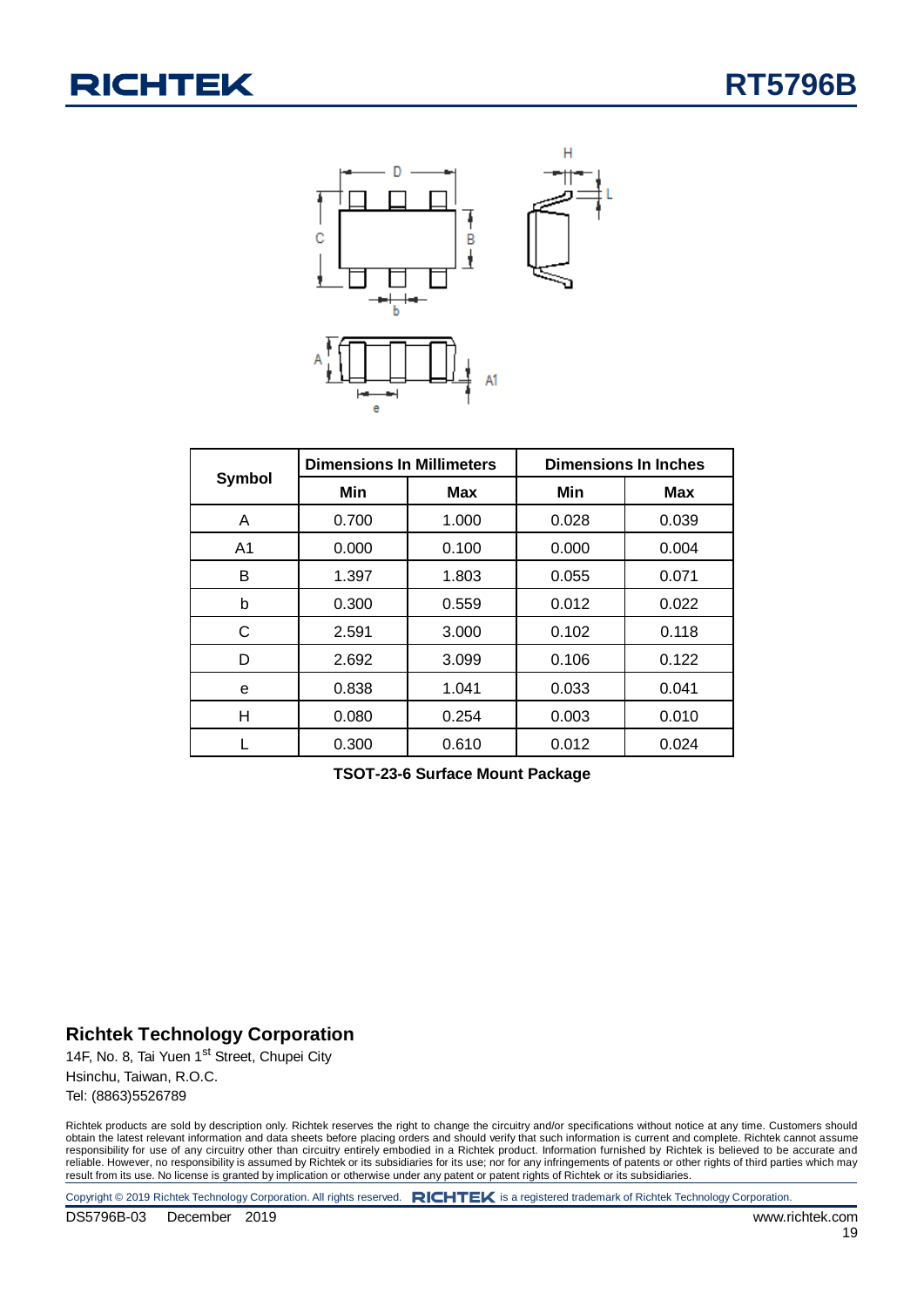| Symbol | Dimensions In Millimeters | | Dimensions In Inches | |
|---|---|---|---|---|
| | Min | Max | Min | Max |
| A | 0.700 | 1.000 | 0.028 | 0.039 |
| A1 | 0.000 | 0.100 | 0.000 | 0.004 |
| B | 1.397 | 1.803 | 0.055 | 0.071 |
| b | 0.300 | 0.559 | 0.012 | 0.022 |
| C | 2.591 | 3.000 | 0.102 | 0.118 |
| D | 2.692 | 3.099 | 0.106 | 0.122 |
| e | 0.838 | 1.041 | 0.033 | 0.041 |
| H | 0.080 | 0.254 | 0.003 | 0.010 |
| L | 0.300 | 0.610 | 0.012 | 0.024 |

**TSOT-23-6 Surface Mount Package**

**Richtek Technology Corporation**

14F, No. 8, Tai Yuen 1st Street, Chupei City
Hsinchu, Taiwan, R.O.C.
Tel: (8863)5526789

Richtek products are sold by description only. Richtek reserves the right to change the circuitry and/or specifications without notice at any time. Customers should obtain the latest relevant information and data sheets before placing orders and should verify that such information is current and complete. Richtek cannot assume responsibility for use of any circuitry other than circuitry entirely embodied in a Richtek product. Information furnished by Richtek is believed to be accurate and reliable. However, no responsibility is assumed by Richtek or its subsidiaries for its use; nor for any infringements of patents or other rights of third parties which may result from its use. No license is granted by implication or otherwise under any patent or patent rights of Richtek or its subsidiaries.